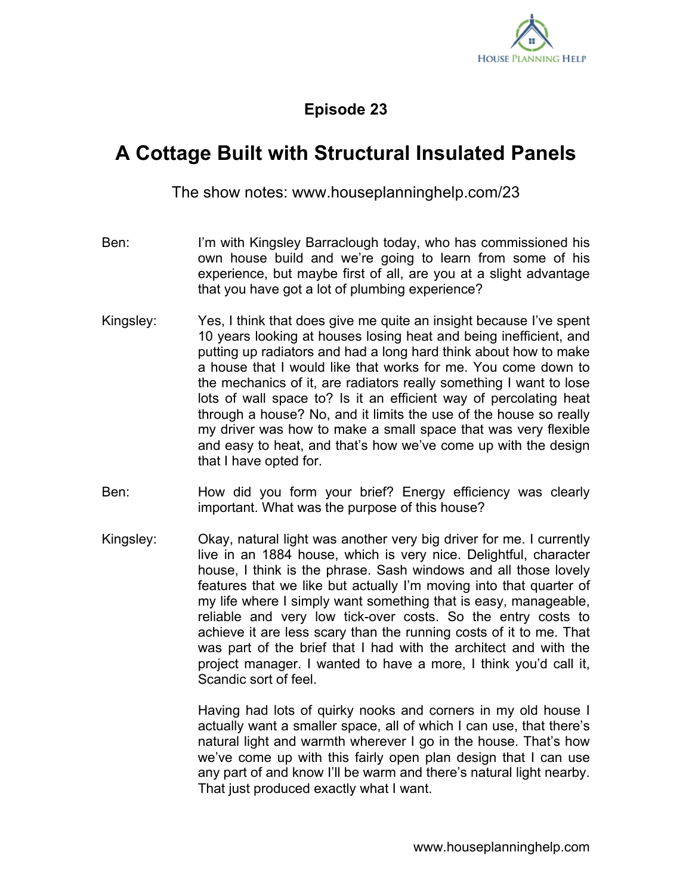**Episode 23**

# A Cottage Built with Structural Insulated Panels

The show notes: www.houseplanninghelp.com/23

Ben: I'm with Kingsley Barraclough today, who has commissioned his own house build and we're going to learn from some of his experience, but maybe first of all, are you at a slight advantage that you have got a lot of plumbing experience?

Kingsley: Yes, I think that does give me quite an insight because I've spent 10 years looking at houses losing heat and being inefficient, and putting up radiators and had a long hard think about how to make a house that I would like that works for me. You come down to the mechanics of it, are radiators really something I want to lose lots of wall space to? Is it an efficient way of percolating heat through a house? No, and it limits the use of the house so really my driver was how to make a small space that was very flexible and easy to heat, and that's how we've come up with the design that I have opted for.

Ben: How did you form your brief? Energy efficiency was clearly important. What was the purpose of this house?

Kingsley: Okay, natural light was another very big driver for me. I currently live in an 1884 house, which is very nice. Delightful, character house, I think is the phrase. Sash windows and all those lovely features that we like but actually I'm moving into that quarter of my life where I simply want something that is easy, manageable, reliable and very low tick-over costs. So the entry costs to achieve it are less scary than the running costs of it to me. That was part of the brief that I had with the architect and with the project manager. I wanted to have a more, I think you'd call it, Scandic sort of feel.

Having had lots of quirky nooks and corners in my old house I actually want a smaller space, all of which I can use, that there's natural light and warmth wherever I go in the house. That's how we've come up with this fairly open plan design that I can use any part of and know I'll be warm and there's natural light nearby. That just produced exactly what I want.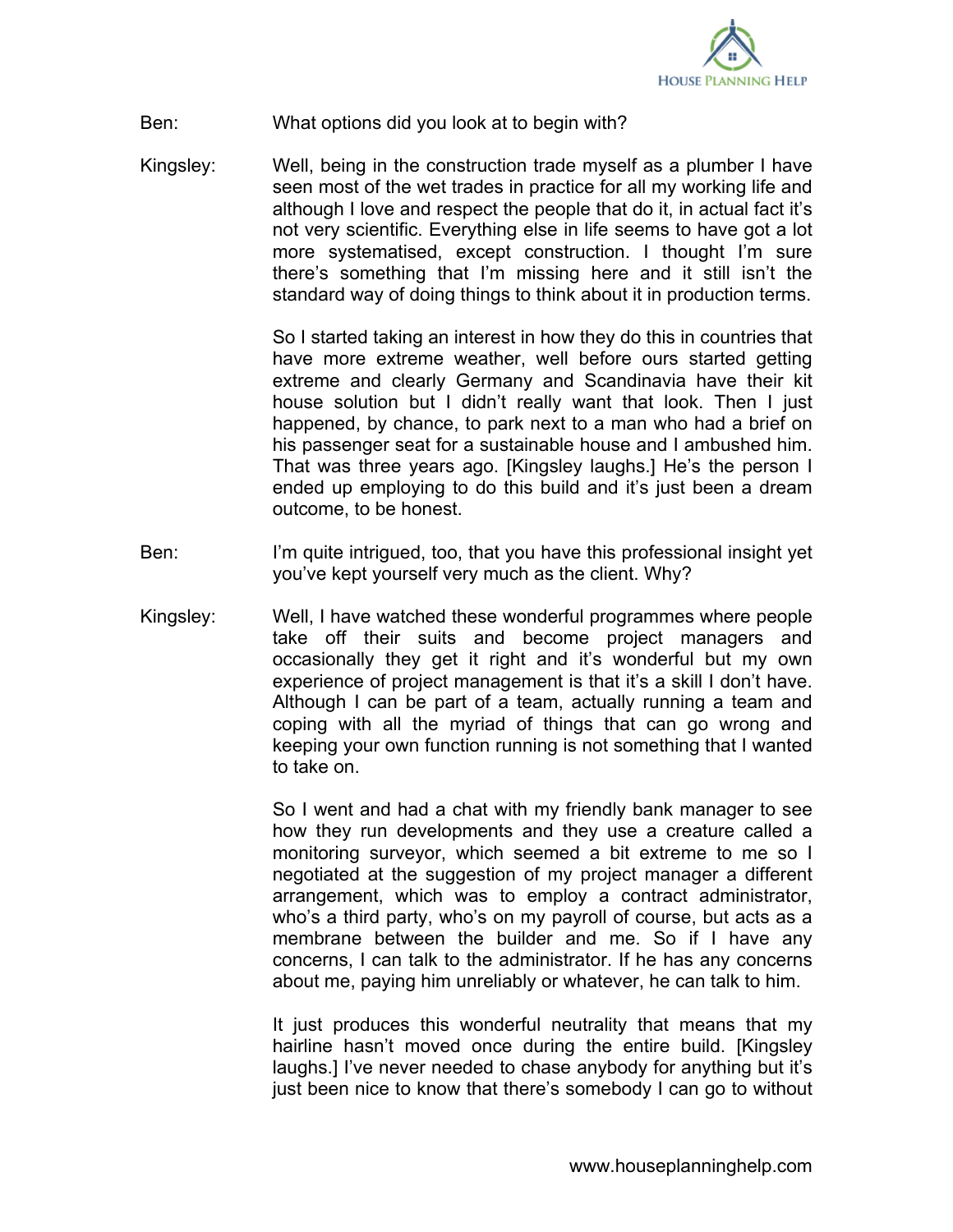Ben: What options did you look at to begin with?

Kingsley: Well, being in the construction trade myself as a plumber I have seen most of the wet trades in practice for all my working life and although I love and respect the people that do it, in actual fact it's not very scientific. Everything else in life seems to have got a lot more systematised, except construction. I thought I'm sure there's something that I'm missing here and it still isn't the standard way of doing things to think about it in production terms.

So I started taking an interest in how they do this in countries that have more extreme weather, well before ours started getting extreme and clearly Germany and Scandinavia have their kit house solution but I didn't really want that look. Then I just happened, by chance, to park next to a man who had a brief on his passenger seat for a sustainable house and I ambushed him. That was three years ago. [Kingsley laughs.] He's the person I ended up employing to do this build and it's just been a dream outcome, to be honest.

Ben: I'm quite intrigued, too, that you have this professional insight yet you've kept yourself very much as the client. Why?

Kingsley: Well, I have watched these wonderful programmes where people take off their suits and become project managers and occasionally they get it right and it's wonderful but my own experience of project management is that it's a skill I don't have. Although I can be part of a team, actually running a team and coping with all the myriad of things that can go wrong and keeping your own function running is not something that I wanted to take on.

So I went and had a chat with my friendly bank manager to see how they run developments and they use a creature called a monitoring surveyor, which seemed a bit extreme to me so I negotiated at the suggestion of my project manager a different arrangement, which was to employ a contract administrator, who's a third party, who's on my payroll of course, but acts as a membrane between the builder and me. So if I have any concerns, I can talk to the administrator. If he has any concerns about me, paying him unreliably or whatever, he can talk to him.

It just produces this wonderful neutrality that means that my hairline hasn't moved once during the entire build. [Kingsley laughs.] I've never needed to chase anybody for anything but it's just been nice to know that there's somebody I can go to without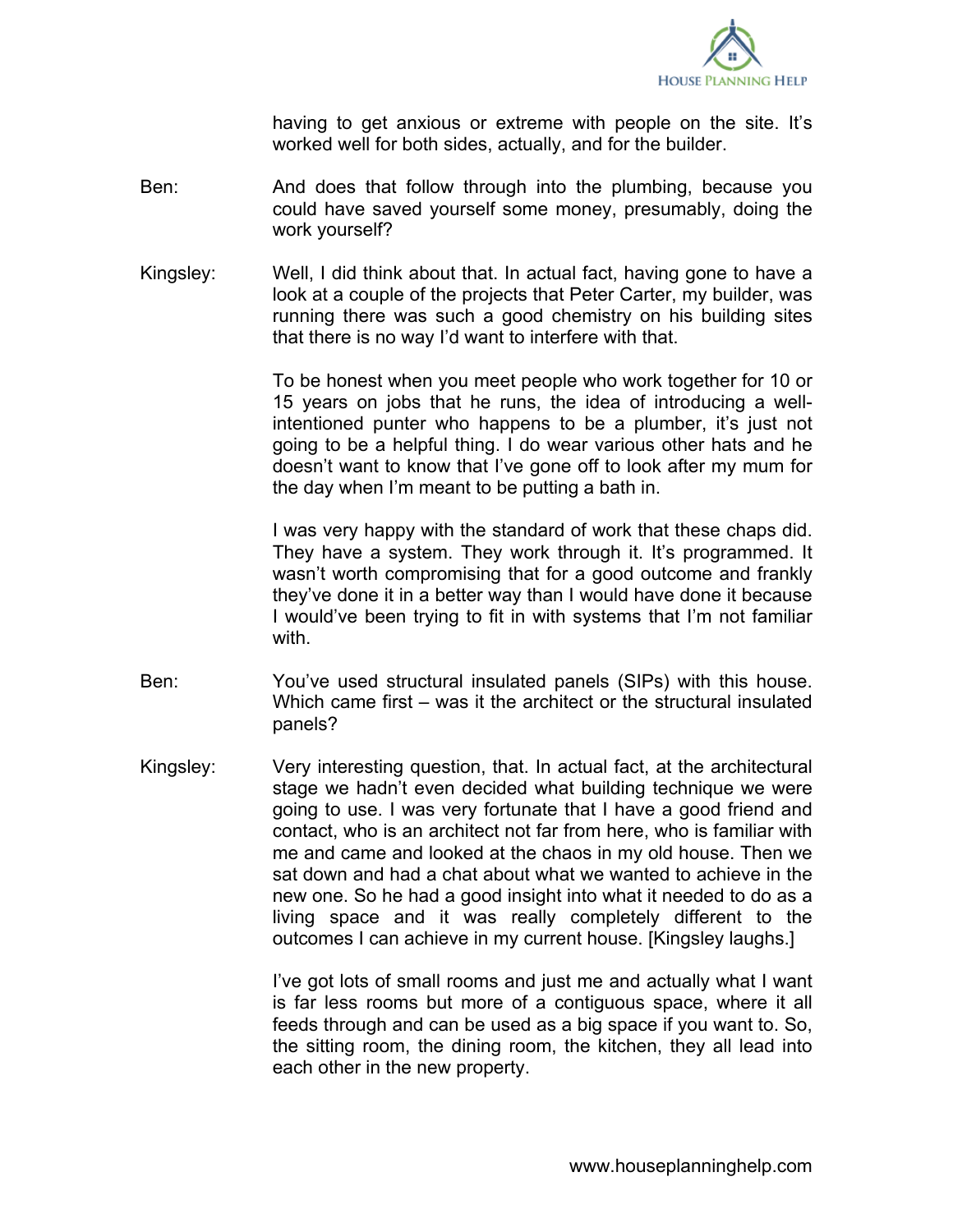having to get anxious or extreme with people on the site. It's worked well for both sides, actually, and for the builder.

Ben: And does that follow through into the plumbing, because you could have saved yourself some money, presumably, doing the work yourself?

Kingsley: Well, I did think about that. In actual fact, having gone to have a look at a couple of the projects that Peter Carter, my builder, was running there was such a good chemistry on his building sites that there is no way I'd want to interfere with that.

To be honest when you meet people who work together for 10 or 15 years on jobs that he runs, the idea of introducing a well-intentioned punter who happens to be a plumber, it's just not going to be a helpful thing. I do wear various other hats and he doesn't want to know that I've gone off to look after my mum for the day when I'm meant to be putting a bath in.

I was very happy with the standard of work that these chaps did. They have a system. They work through it. It's programmed. It wasn't worth compromising that for a good outcome and frankly they've done it in a better way than I would have done it because I would've been trying to fit in with systems that I'm not familiar with.

Ben: You've used structural insulated panels (SIPs) with this house. Which came first – was it the architect or the structural insulated panels?

Kingsley: Very interesting question, that. In actual fact, at the architectural stage we hadn't even decided what building technique we were going to use. I was very fortunate that I have a good friend and contact, who is an architect not far from here, who is familiar with me and came and looked at the chaos in my old house. Then we sat down and had a chat about what we wanted to achieve in the new one. So he had a good insight into what it needed to do as a living space and it was really completely different to the outcomes I can achieve in my current house. [Kingsley laughs.]

I've got lots of small rooms and just me and actually what I want is far less rooms but more of a contiguous space, where it all feeds through and can be used as a big space if you want to. So, the sitting room, the dining room, the kitchen, they all lead into each other in the new property.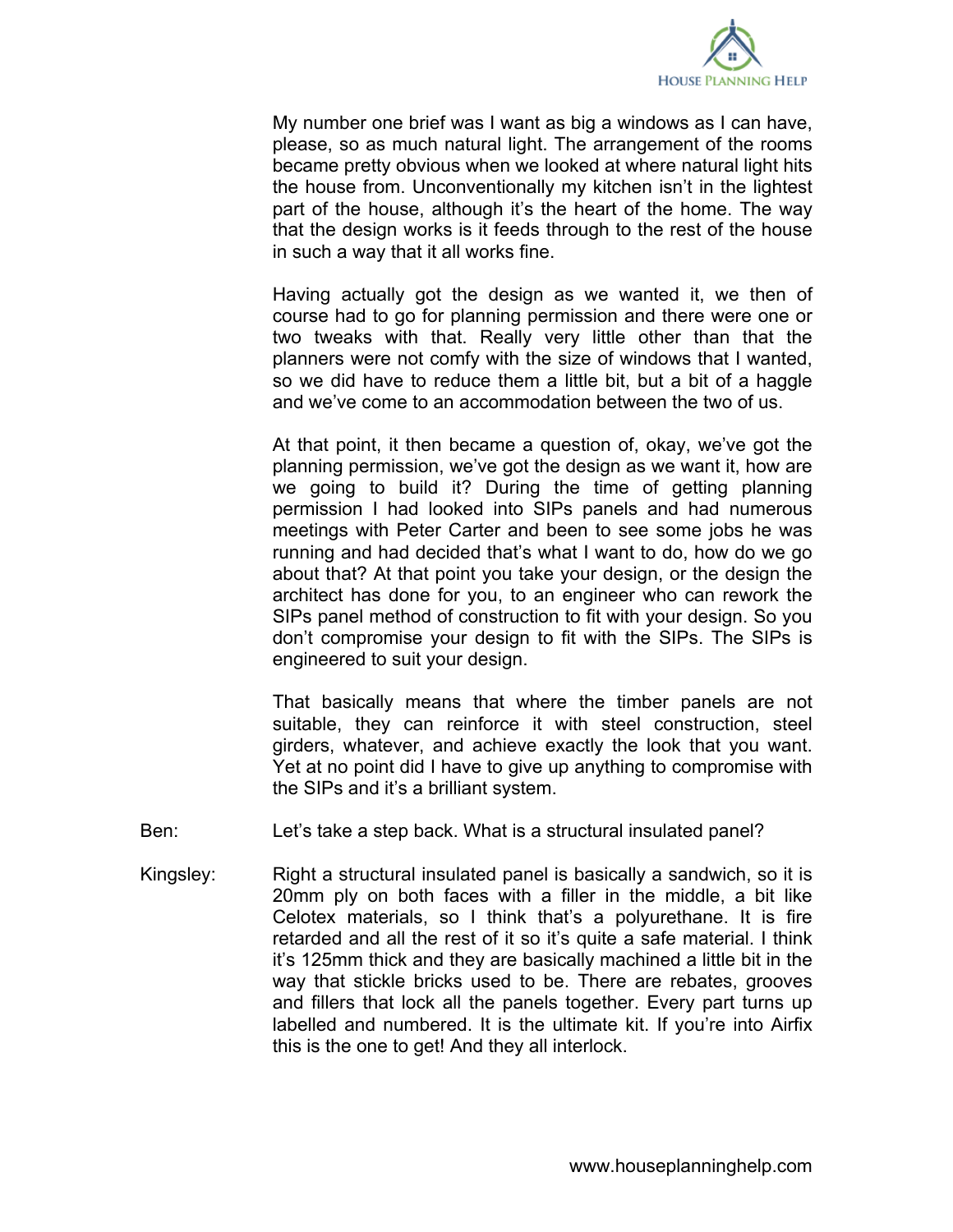My number one brief was I want as big a windows as I can have, please, so as much natural light. The arrangement of the rooms became pretty obvious when we looked at where natural light hits the house from. Unconventionally my kitchen isn't in the lightest part of the house, although it's the heart of the home. The way that the design works is it feeds through to the rest of the house in such a way that it all works fine.

Having actually got the design as we wanted it, we then of course had to go for planning permission and there were one or two tweaks with that. Really very little other than that the planners were not comfy with the size of windows that I wanted, so we did have to reduce them a little bit, but a bit of a haggle and we've come to an accommodation between the two of us.

At that point, it then became a question of, okay, we've got the planning permission, we've got the design as we want it, how are we going to build it? During the time of getting planning permission I had looked into SIPs panels and had numerous meetings with Peter Carter and been to see some jobs he was running and had decided that's what I want to do, how do we go about that? At that point you take your design, or the design the architect has done for you, to an engineer who can rework the SIPs panel method of construction to fit with your design. So you don't compromise your design to fit with the SIPs. The SIPs is engineered to suit your design.

That basically means that where the timber panels are not suitable, they can reinforce it with steel construction, steel girders, whatever, and achieve exactly the look that you want. Yet at no point did I have to give up anything to compromise with the SIPs and it's a brilliant system.

Ben: Let's take a step back. What is a structural insulated panel?

Kingsley: Right a structural insulated panel is basically a sandwich, so it is 20mm ply on both faces with a filler in the middle, a bit like Celotex materials, so I think that's a polyurethane. It is fire retarded and all the rest of it so it's quite a safe material. I think it's 125mm thick and they are basically machined a little bit in the way that stickle bricks used to be. There are rebates, grooves and fillers that lock all the panels together. Every part turns up labelled and numbered. It is the ultimate kit. If you're into Airfix this is the one to get! And they all interlock.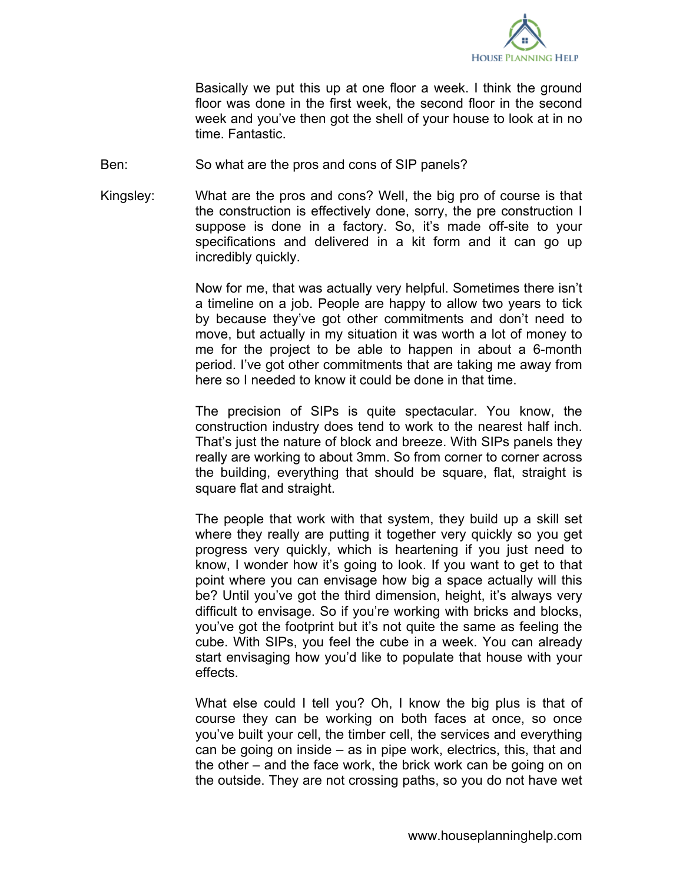Basically we put this up at one floor a week. I think the ground floor was done in the first week, the second floor in the second week and you've then got the shell of your house to look at in no time. Fantastic.

Ben: So what are the pros and cons of SIP panels?

Kingsley: What are the pros and cons? Well, the big pro of course is that the construction is effectively done, sorry, the pre construction I suppose is done in a factory. So, it's made off-site to your specifications and delivered in a kit form and it can go up incredibly quickly.

Now for me, that was actually very helpful. Sometimes there isn't a timeline on a job. People are happy to allow two years to tick by because they've got other commitments and don't need to move, but actually in my situation it was worth a lot of money to me for the project to be able to happen in about a 6-month period. I've got other commitments that are taking me away from here so I needed to know it could be done in that time.

The precision of SIPs is quite spectacular. You know, the construction industry does tend to work to the nearest half inch. That's just the nature of block and breeze. With SIPs panels they really are working to about 3mm. So from corner to corner across the building, everything that should be square, flat, straight is square flat and straight.

The people that work with that system, they build up a skill set where they really are putting it together very quickly so you get progress very quickly, which is heartening if you just need to know, I wonder how it's going to look. If you want to get to that point where you can envisage how big a space actually will this be? Until you've got the third dimension, height, it's always very difficult to envisage. So if you're working with bricks and blocks, you've got the footprint but it's not quite the same as feeling the cube. With SIPs, you feel the cube in a week. You can already start envisaging how you'd like to populate that house with your effects.

What else could I tell you? Oh, I know the big plus is that of course they can be working on both faces at once, so once you've built your cell, the timber cell, the services and everything can be going on inside – as in pipe work, electrics, this, that and the other – and the face work, the brick work can be going on on the outside. They are not crossing paths, so you do not have wet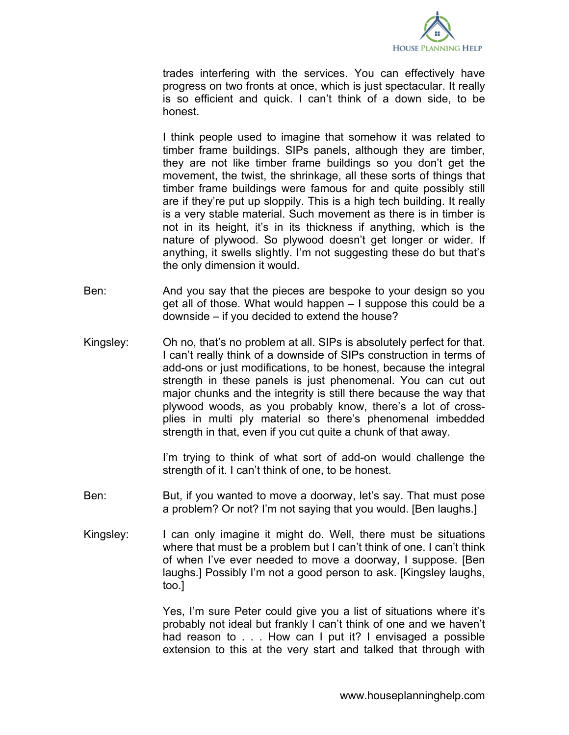trades interfering with the services. You can effectively have progress on two fronts at once, which is just spectacular. It really is so efficient and quick. I can't think of a down side, to be honest.

I think people used to imagine that somehow it was related to timber frame buildings. SIPs panels, although they are timber, they are not like timber frame buildings so you don't get the movement, the twist, the shrinkage, all these sorts of things that timber frame buildings were famous for and quite possibly still are if they're put up sloppily. This is a high tech building. It really is a very stable material. Such movement as there is in timber is not in its height, it's in its thickness if anything, which is the nature of plywood. So plywood doesn't get longer or wider. If anything, it swells slightly. I'm not suggesting these do but that's the only dimension it would.

Ben: And you say that the pieces are bespoke to your design so you get all of those. What would happen – I suppose this could be a downside – if you decided to extend the house?

Kingsley: Oh no, that's no problem at all. SIPs is absolutely perfect for that. I can't really think of a downside of SIPs construction in terms of add-ons or just modifications, to be honest, because the integral strength in these panels is just phenomenal. You can cut out major chunks and the integrity is still there because the way that plywood woods, as you probably know, there's a lot of cross-plies in multi ply material so there's phenomenal imbedded strength in that, even if you cut quite a chunk of that away.

I'm trying to think of what sort of add-on would challenge the strength of it. I can't think of one, to be honest.

Ben: But, if you wanted to move a doorway, let's say. That must pose a problem? Or not? I'm not saying that you would. [Ben laughs.]

Kingsley: I can only imagine it might do. Well, there must be situations where that must be a problem but I can't think of one. I can't think of when I've ever needed to move a doorway, I suppose. [Ben laughs.] Possibly I'm not a good person to ask. [Kingsley laughs, too.]

Yes, I'm sure Peter could give you a list of situations where it's probably not ideal but frankly I can't think of one and we haven't had reason to . . . How can I put it? I envisaged a possible extension to this at the very start and talked that through with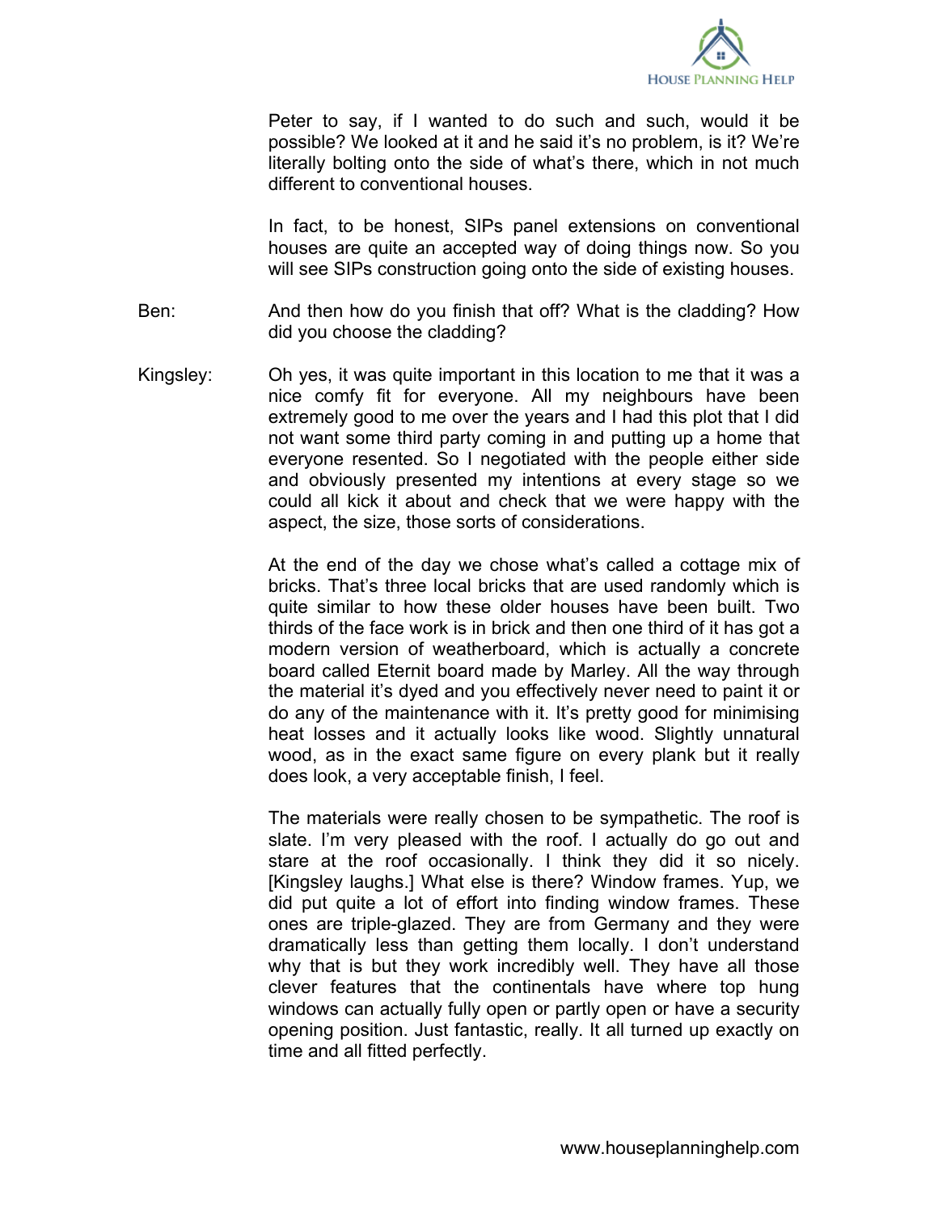Peter to say, if I wanted to do such and such, would it be possible? We looked at it and he said it's no problem, is it? We're literally bolting onto the side of what's there, which in not much different to conventional houses.

In fact, to be honest, SIPs panel extensions on conventional houses are quite an accepted way of doing things now. So you will see SIPs construction going onto the side of existing houses.

Ben: And then how do you finish that off? What is the cladding? How did you choose the cladding?

Kingsley: Oh yes, it was quite important in this location to me that it was a nice comfy fit for everyone. All my neighbours have been extremely good to me over the years and I had this plot that I did not want some third party coming in and putting up a home that everyone resented. So I negotiated with the people either side and obviously presented my intentions at every stage so we could all kick it about and check that we were happy with the aspect, the size, those sorts of considerations.

At the end of the day we chose what's called a cottage mix of bricks. That's three local bricks that are used randomly which is quite similar to how these older houses have been built. Two thirds of the face work is in brick and then one third of it has got a modern version of weatherboard, which is actually a concrete board called Eternit board made by Marley. All the way through the material it's dyed and you effectively never need to paint it or do any of the maintenance with it. It's pretty good for minimising heat losses and it actually looks like wood. Slightly unnatural wood, as in the exact same figure on every plank but it really does look, a very acceptable finish, I feel.

The materials were really chosen to be sympathetic. The roof is slate. I'm very pleased with the roof. I actually do go out and stare at the roof occasionally. I think they did it so nicely. [Kingsley laughs.] What else is there? Window frames. Yup, we did put quite a lot of effort into finding window frames. These ones are triple-glazed. They are from Germany and they were dramatically less than getting them locally. I don't understand why that is but they work incredibly well. They have all those clever features that the continentals have where top hung windows can actually fully open or partly open or have a security opening position. Just fantastic, really. It all turned up exactly on time and all fitted perfectly.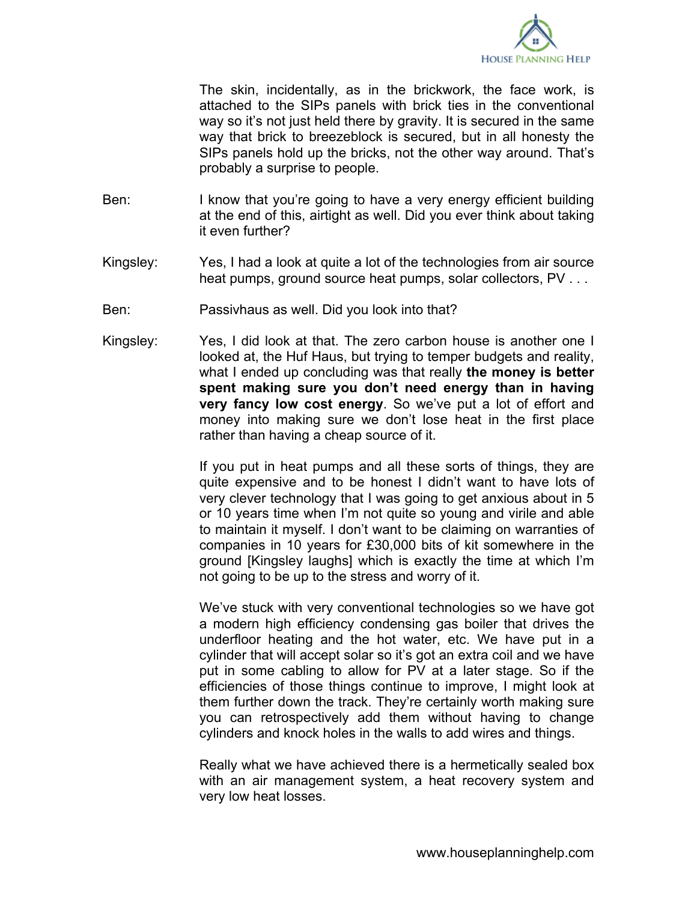The skin, incidentally, as in the brickwork, the face work, is attached to the SIPs panels with brick ties in the conventional way so it's not just held there by gravity. It is secured in the same way that brick to breezeblock is secured, but in all honesty the SIPs panels hold up the bricks, not the other way around. That's probably a surprise to people.

Ben: I know that you're going to have a very energy efficient building at the end of this, airtight as well. Did you ever think about taking it even further?

Kingsley: Yes, I had a look at quite a lot of the technologies from air source heat pumps, ground source heat pumps, solar collectors, PV . . .

Ben: Passivhaus as well. Did you look into that?

Kingsley: Yes, I did look at that. The zero carbon house is another one I looked at, the Huf Haus, but trying to temper budgets and reality, what I ended up concluding was that really **the money is better spent making sure you don't need energy than in having very fancy low cost energy**. So we've put a lot of effort and money into making sure we don't lose heat in the first place rather than having a cheap source of it.

If you put in heat pumps and all these sorts of things, they are quite expensive and to be honest I didn't want to have lots of very clever technology that I was going to get anxious about in 5 or 10 years time when I'm not quite so young and virile and able to maintain it myself. I don't want to be claiming on warranties of companies in 10 years for £30,000 bits of kit somewhere in the ground [Kingsley laughs] which is exactly the time at which I'm not going to be up to the stress and worry of it.

We've stuck with very conventional technologies so we have got a modern high efficiency condensing gas boiler that drives the underfloor heating and the hot water, etc. We have put in a cylinder that will accept solar so it's got an extra coil and we have put in some cabling to allow for PV at a later stage. So if the efficiencies of those things continue to improve, I might look at them further down the track. They're certainly worth making sure you can retrospectively add them without having to change cylinders and knock holes in the walls to add wires and things.

Really what we have achieved there is a hermetically sealed box with an air management system, a heat recovery system and very low heat losses.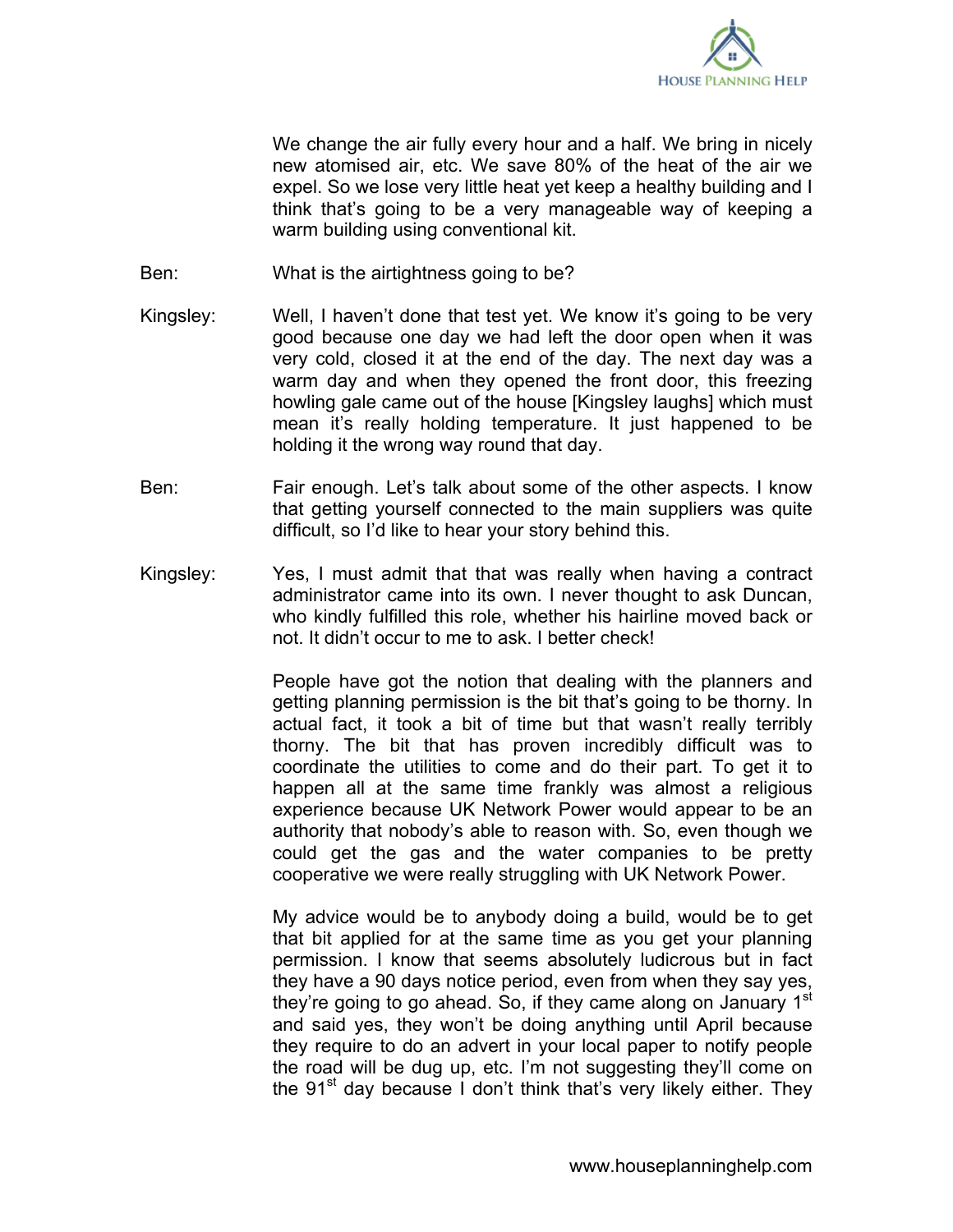We change the air fully every hour and a half. We bring in nicely new atomised air, etc. We save 80% of the heat of the air we expel. So we lose very little heat yet keep a healthy building and I think that's going to be a very manageable way of keeping a warm building using conventional kit.

**Ben:** What is the airtightness going to be?

**Kingsley:** Well, I haven't done that test yet. We know it's going to be very good because one day we had left the door open when it was very cold, closed it at the end of the day. The next day was a warm day and when they opened the front door, this freezing howling gale came out of the house [Kingsley laughs] which must mean it's really holding temperature. It just happened to be holding it the wrong way round that day.

**Ben:** Fair enough. Let's talk about some of the other aspects. I know that getting yourself connected to the main suppliers was quite difficult, so I'd like to hear your story behind this.

**Kingsley:** Yes, I must admit that that was really when having a contract administrator came into its own. I never thought to ask Duncan, who kindly fulfilled this role, whether his hairline moved back or not. It didn't occur to me to ask. I better check!

People have got the notion that dealing with the planners and getting planning permission is the bit that's going to be thorny. In actual fact, it took a bit of time but that wasn't really terribly thorny. The bit that has proven incredibly difficult was to coordinate the utilities to come and do their part. To get it to happen all at the same time frankly was almost a religious experience because UK Network Power would appear to be an authority that nobody's able to reason with. So, even though we could get the gas and the water companies to be pretty cooperative we were really struggling with UK Network Power.

My advice would be to anybody doing a build, would be to get that bit applied for at the same time as you get your planning permission. I know that seems absolutely ludicrous but in fact they have a 90 days notice period, even from when they say yes, they're going to go ahead. So, if they came along on January 1st and said yes, they won't be doing anything until April because they require to do an advert in your local paper to notify people the road will be dug up, etc. I'm not suggesting they'll come on the 91st day because I don't think that's very likely either. They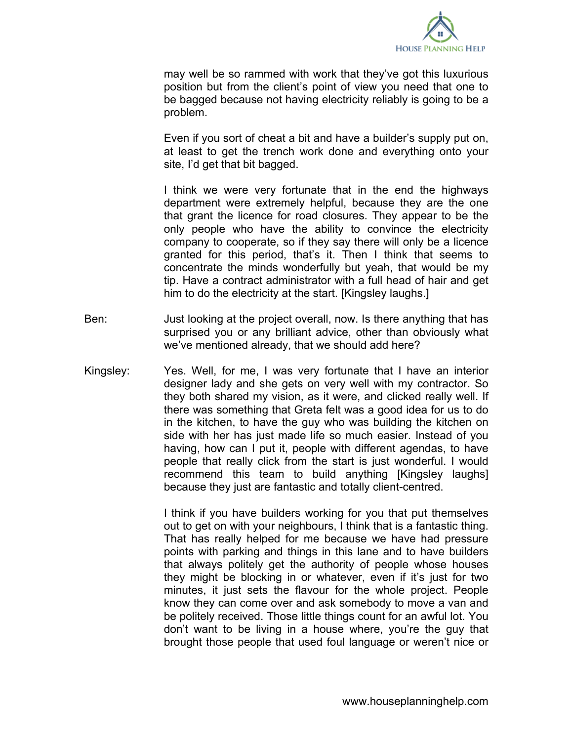may well be so rammed with work that they've got this luxurious position but from the client's point of view you need that one to be bagged because not having electricity reliably is going to be a problem.

Even if you sort of cheat a bit and have a builder's supply put on, at least to get the trench work done and everything onto your site, I'd get that bit bagged.

I think we were very fortunate that in the end the highways department were extremely helpful, because they are the one that grant the licence for road closures. They appear to be the only people who have the ability to convince the electricity company to cooperate, so if they say there will only be a licence granted for this period, that's it. Then I think that seems to concentrate the minds wonderfully but yeah, that would be my tip. Have a contract administrator with a full head of hair and get him to do the electricity at the start. [Kingsley laughs.]

Ben: Just looking at the project overall, now. Is there anything that has surprised you or any brilliant advice, other than obviously what we've mentioned already, that we should add here?

Kingsley: Yes. Well, for me, I was very fortunate that I have an interior designer lady and she gets on very well with my contractor. So they both shared my vision, as it were, and clicked really well. If there was something that Greta felt was a good idea for us to do in the kitchen, to have the guy who was building the kitchen on side with her has just made life so much easier. Instead of you having, how can I put it, people with different agendas, to have people that really click from the start is just wonderful. I would recommend this team to build anything [Kingsley laughs] because they just are fantastic and totally client-centred.

I think if you have builders working for you that put themselves out to get on with your neighbours, I think that is a fantastic thing. That has really helped for me because we have had pressure points with parking and things in this lane and to have builders that always politely get the authority of people whose houses they might be blocking in or whatever, even if it's just for two minutes, it just sets the flavour for the whole project. People know they can come over and ask somebody to move a van and be politely received. Those little things count for an awful lot. You don't want to be living in a house where, you're the guy that brought those people that used foul language or weren't nice or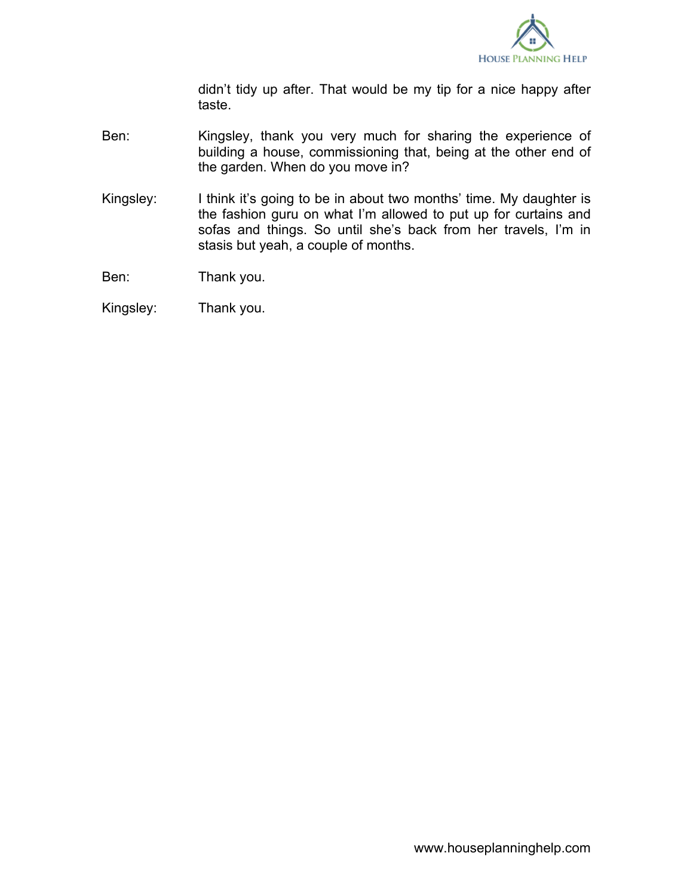didn't tidy up after. That would be my tip for a nice happy after taste.

Ben: Kingsley, thank you very much for sharing the experience of building a house, commissioning that, being at the other end of the garden. When do you move in?

Kingsley: I think it's going to be in about two months' time. My daughter is the fashion guru on what I'm allowed to put up for curtains and sofas and things. So until she's back from her travels, I'm in stasis but yeah, a couple of months.

Ben: Thank you.

Kingsley: Thank you.